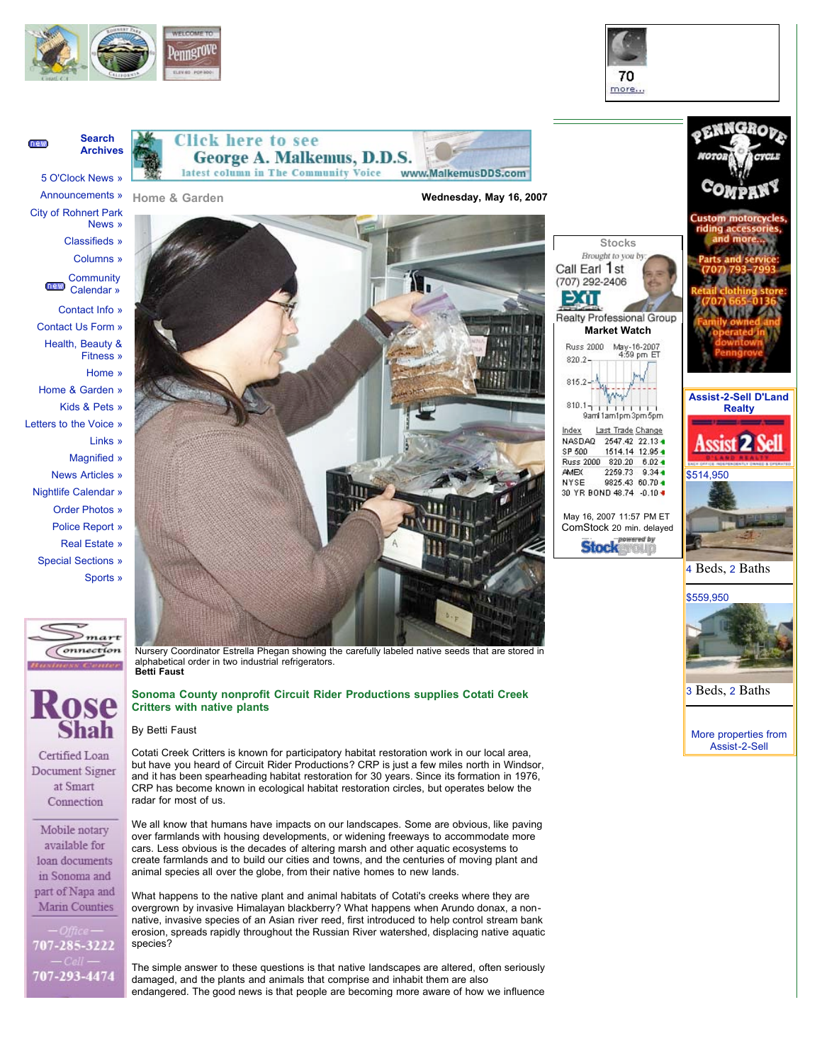Home & Garden

Wednesday, May 16, 2007

Nursery Coordinator Estrella Phegan showing the carefully labeled native seeds that are stored in alphabetical order in two industrial refrigerators.
**Betti Faust**

## Sonoma County nonprofit Circuit Rider Productions supplies Cotati Creek Critters with native plants

By Betti Faust

Cotati Creek Critters is known for participatory habitat restoration work in our local area, but have you heard of Circuit Rider Productions? CRP is just a few miles north in Windsor, and it has been spearheading habitat restoration for 30 years. Since its formation in 1976, CRP has become known in ecological habitat restoration circles, but operates below the radar for most of us.

We all know that humans have impacts on our landscapes. Some are obvious, like paving over farmlands with housing developments, or widening freeways to accommodate more cars. Less obvious is the decades of altering marsh and other aquatic ecosystems to create farmlands and to build our cities and towns, and the centuries of moving plant and animal species all over the globe, from their native homes to new lands.

What happens to the native plant and animal habitats of Cotati's creeks where they are overgrown by invasive Himalayan blackberry? What happens when Arundo donax, a non-native, invasive species of an Asian river reed, first introduced to help control stream bank erosion, spreads rapidly throughout the Russian River watershed, displacing native aquatic species?

The simple answer to these questions is that native landscapes are altered, often seriously damaged, and the plants and animals that comprise and inhabit them are also endangered. The good news is that people are becoming more aware of how we influence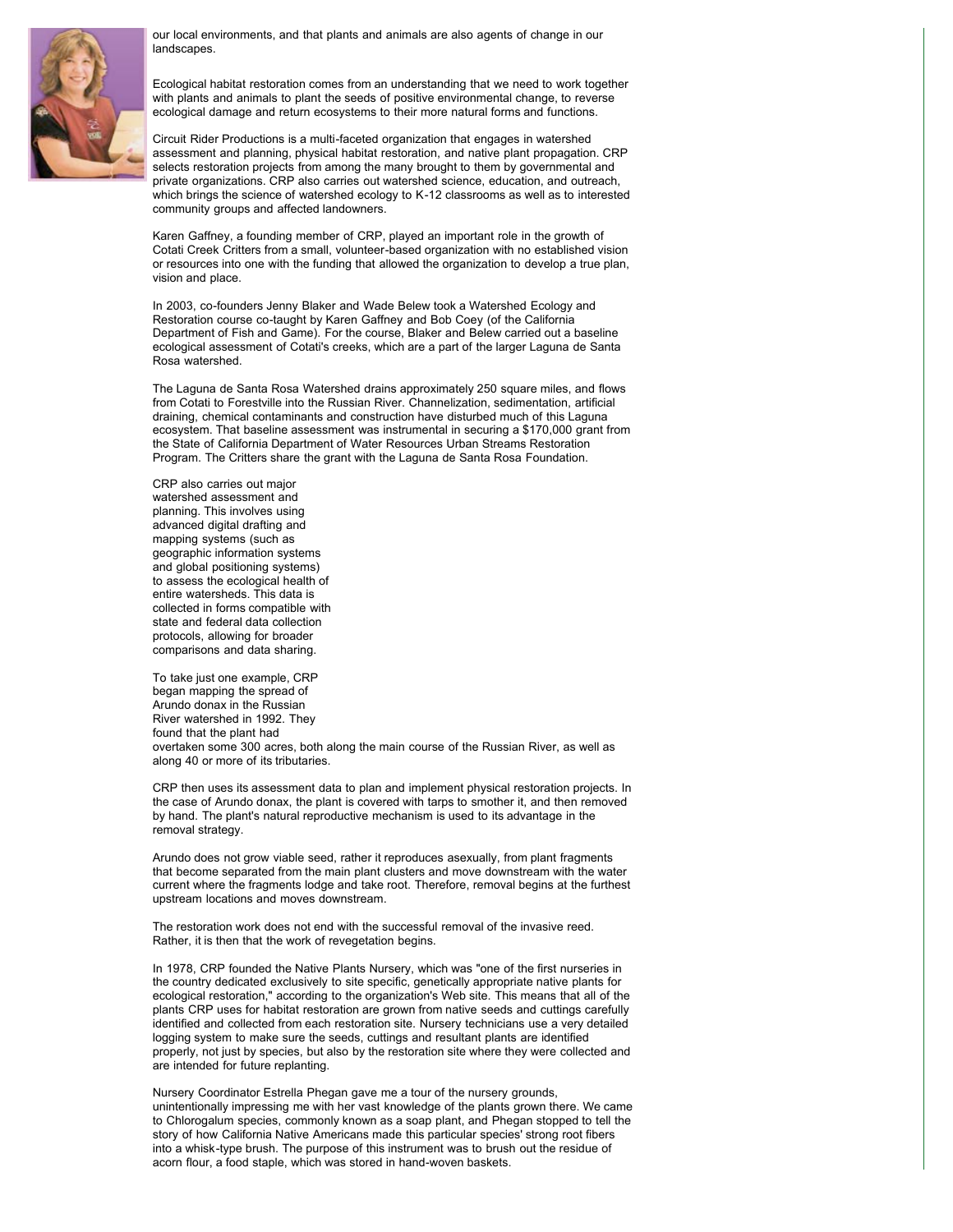our local environments, and that plants and animals are also agents of change in our landscapes.

Ecological habitat restoration comes from an understanding that we need to work together with plants and animals to plant the seeds of positive environmental change, to reverse ecological damage and return ecosystems to their more natural forms and functions.

Circuit Rider Productions is a multi-faceted organization that engages in watershed assessment and planning, physical habitat restoration, and native plant propagation. CRP selects restoration projects from among the many brought to them by governmental and private organizations. CRP also carries out watershed science, education, and outreach, which brings the science of watershed ecology to K-12 classrooms as well as to interested community groups and affected landowners.

Karen Gaffney, a founding member of CRP, played an important role in the growth of Cotati Creek Critters from a small, volunteer-based organization with no established vision or resources into one with the funding that allowed the organization to develop a true plan, vision and place.

In 2003, co-founders Jenny Blaker and Wade Belew took a Watershed Ecology and Restoration course co-taught by Karen Gaffney and Bob Coey (of the California Department of Fish and Game). For the course, Blaker and Belew carried out a baseline ecological assessment of Cotati's creeks, which are a part of the larger Laguna de Santa Rosa watershed.

The Laguna de Santa Rosa Watershed drains approximately 250 square miles, and flows from Cotati to Forestville into the Russian River. Channelization, sedimentation, artificial draining, chemical contaminants and construction have disturbed much of this Laguna ecosystem. That baseline assessment was instrumental in securing a $170,000 grant from the State of California Department of Water Resources Urban Streams Restoration Program. The Critters share the grant with the Laguna de Santa Rosa Foundation.

CRP also carries out major watershed assessment and planning. This involves using advanced digital drafting and mapping systems (such as geographic information systems and global positioning systems) to assess the ecological health of entire watersheds. This data is collected in forms compatible with state and federal data collection protocols, allowing for broader comparisons and data sharing.

To take just one example, CRP began mapping the spread of Arundo donax in the Russian River watershed in 1992. They found that the plant had overtaken some 300 acres, both along the main course of the Russian River, as well as along 40 or more of its tributaries.

CRP then uses its assessment data to plan and implement physical restoration projects. In the case of Arundo donax, the plant is covered with tarps to smother it, and then removed by hand. The plant's natural reproductive mechanism is used to its advantage in the removal strategy.

Arundo does not grow viable seed, rather it reproduces asexually, from plant fragments that become separated from the main plant clusters and move downstream with the water current where the fragments lodge and take root. Therefore, removal begins at the furthest upstream locations and moves downstream.

The restoration work does not end with the successful removal of the invasive reed. Rather, it is then that the work of revegetation begins.

In 1978, CRP founded the Native Plants Nursery, which was "one of the first nurseries in the country dedicated exclusively to site specific, genetically appropriate native plants for ecological restoration," according to the organization's Web site. This means that all of the plants CRP uses for habitat restoration are grown from native seeds and cuttings carefully identified and collected from each restoration site. Nursery technicians use a very detailed logging system to make sure the seeds, cuttings and resultant plants are identified properly, not just by species, but also by the restoration site where they were collected and are intended for future replanting.

Nursery Coordinator Estrella Phegan gave me a tour of the nursery grounds, unintentionally impressing me with her vast knowledge of the plants grown there. We came to Chlorogalum species, commonly known as a soap plant, and Phegan stopped to tell the story of how California Native Americans made this particular species' strong root fibers into a whisk-type brush. The purpose of this instrument was to brush out the residue of acorn flour, a food staple, which was stored in hand-woven baskets.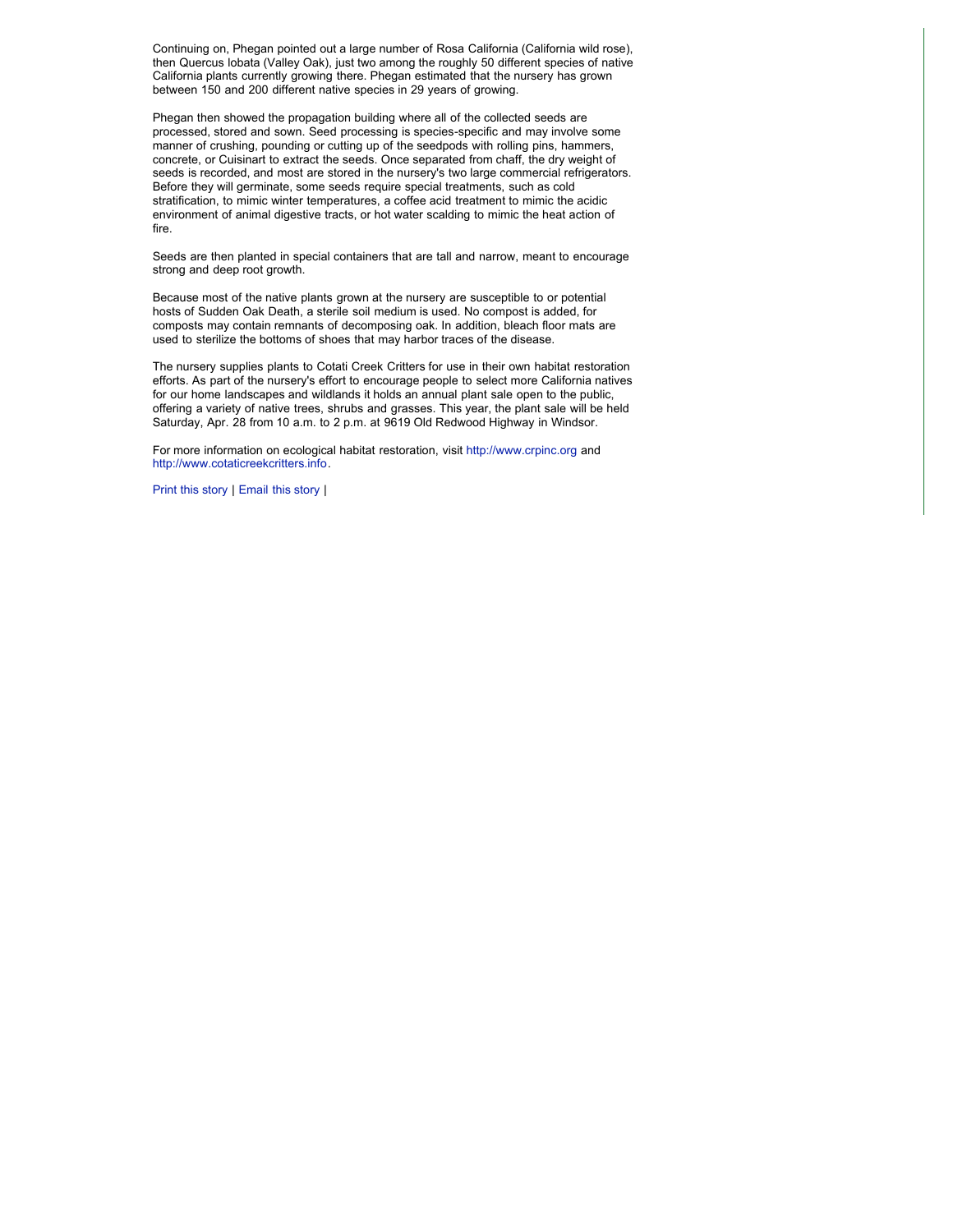Continuing on, Phegan pointed out a large number of Rosa California (California wild rose), then Quercus lobata (Valley Oak), just two among the roughly 50 different species of native California plants currently growing there. Phegan estimated that the nursery has grown between 150 and 200 different native species in 29 years of growing.

Phegan then showed the propagation building where all of the collected seeds are processed, stored and sown. Seed processing is species-specific and may involve some manner of crushing, pounding or cutting up of the seedpods with rolling pins, hammers, concrete, or Cuisinart to extract the seeds. Once separated from chaff, the dry weight of seeds is recorded, and most are stored in the nursery's two large commercial refrigerators. Before they will germinate, some seeds require special treatments, such as cold stratification, to mimic winter temperatures, a coffee acid treatment to mimic the acidic environment of animal digestive tracts, or hot water scalding to mimic the heat action of fire.

Seeds are then planted in special containers that are tall and narrow, meant to encourage strong and deep root growth.

Because most of the native plants grown at the nursery are susceptible to or potential hosts of Sudden Oak Death, a sterile soil medium is used. No compost is added, for composts may contain remnants of decomposing oak. In addition, bleach floor mats are used to sterilize the bottoms of shoes that may harbor traces of the disease.

The nursery supplies plants to Cotati Creek Critters for use in their own habitat restoration efforts. As part of the nursery's effort to encourage people to select more California natives for our home landscapes and wildlands it holds an annual plant sale open to the public, offering a variety of native trees, shrubs and grasses. This year, the plant sale will be held Saturday, Apr. 28 from 10 a.m. to 2 p.m. at 9619 Old Redwood Highway in Windsor.

For more information on ecological habitat restoration, visit http://www.crpinc.org and http://www.cotaticreekcritters.info.

Print this story | Email this story |